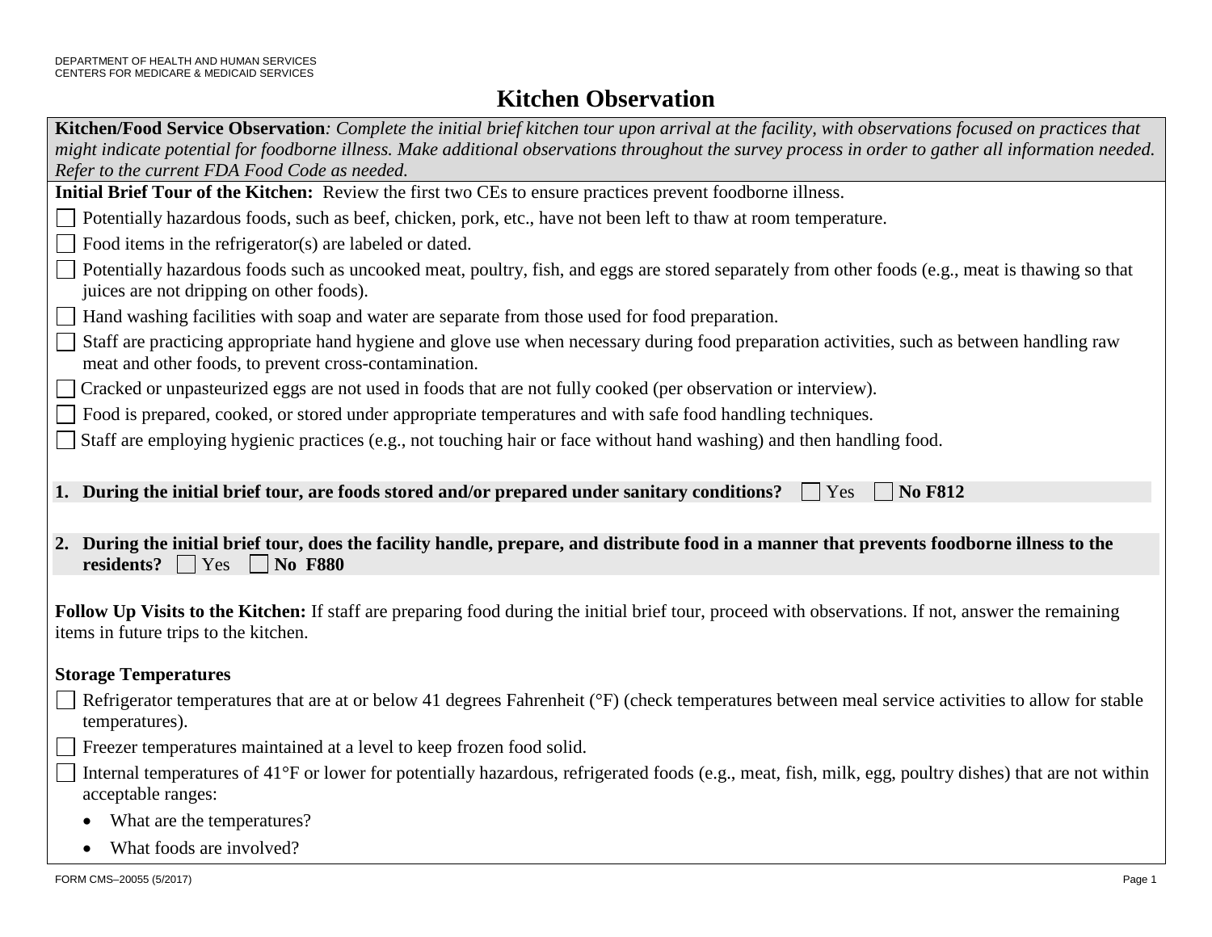DEPARTMENT OF HEALTH AND HUMAN SERVICES
CENTERS FOR MEDICARE & MEDICAID SERVICES

# Kitchen Observation

**Kitchen/Food Service Observation***: Complete the initial brief kitchen tour upon arrival at the facility, with observations focused on practices that might indicate potential for foodborne illness. Make additional observations throughout the survey process in order to gather all information needed. Refer to the current FDA Food Code as needed.*

**Initial Brief Tour of the Kitchen:** Review the first two CEs to ensure practices prevent foodborne illness.

- ☐ Potentially hazardous foods, such as beef, chicken, pork, etc., have not been left to thaw at room temperature.
- ☐ Food items in the refrigerator(s) are labeled or dated.
- ☐ Potentially hazardous foods such as uncooked meat, poultry, fish, and eggs are stored separately from other foods (e.g., meat is thawing so that juices are not dripping on other foods).
- ☐ Hand washing facilities with soap and water are separate from those used for food preparation.
- ☐ Staff are practicing appropriate hand hygiene and glove use when necessary during food preparation activities, such as between handling raw meat and other foods, to prevent cross-contamination.
- ☐ Cracked or unpasteurized eggs are not used in foods that are not fully cooked (per observation or interview).
- ☐ Food is prepared, cooked, or stored under appropriate temperatures and with safe food handling techniques.
- ☐ Staff are employing hygienic practices (e.g., not touching hair or face without hand washing) and then handling food.

**1. During the initial brief tour, are foods stored and/or prepared under sanitary conditions?** ☐ Yes ☐ **No F812**

**2. During the initial brief tour, does the facility handle, prepare, and distribute food in a manner that prevents foodborne illness to the residents?** ☐ Yes ☐ **No F880**

**Follow Up Visits to the Kitchen:** If staff are preparing food during the initial brief tour, proceed with observations. If not, answer the remaining items in future trips to the kitchen.

**Storage Temperatures**

- ☐ Refrigerator temperatures that are at or below 41 degrees Fahrenheit (°F) (check temperatures between meal service activities to allow for stable temperatures).
- ☐ Freezer temperatures maintained at a level to keep frozen food solid.
- ☐ Internal temperatures of 41°F or lower for potentially hazardous, refrigerated foods (e.g., meat, fish, milk, egg, poultry dishes) that are not within acceptable ranges:
  - What are the temperatures?
  - What foods are involved?

FORM CMS–20055 (5/2017)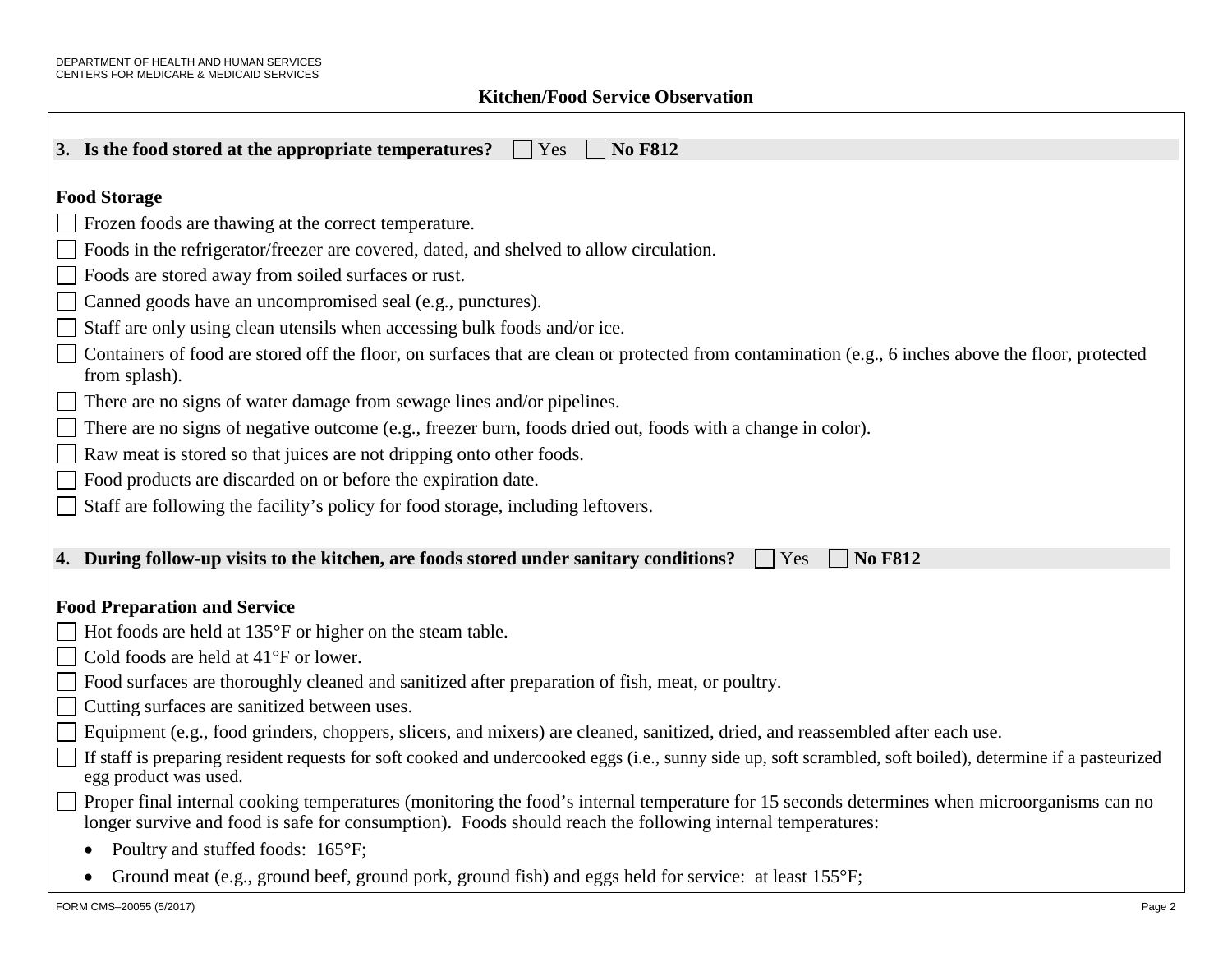**3. Is the food stored at the appropriate temperatures?** ☐ Yes ☐ **No F812**

**Food Storage**

- ☐ Frozen foods are thawing at the correct temperature.
- ☐ Foods in the refrigerator/freezer are covered, dated, and shelved to allow circulation.
- ☐ Foods are stored away from soiled surfaces or rust.
- ☐ Canned goods have an uncompromised seal (e.g., punctures).
- ☐ Staff are only using clean utensils when accessing bulk foods and/or ice.
- ☐ Containers of food are stored off the floor, on surfaces that are clean or protected from contamination (e.g., 6 inches above the floor, protected from splash).
- ☐ There are no signs of water damage from sewage lines and/or pipelines.
- ☐ There are no signs of negative outcome (e.g., freezer burn, foods dried out, foods with a change in color).
- ☐ Raw meat is stored so that juices are not dripping onto other foods.
- ☐ Food products are discarded on or before the expiration date.
- ☐ Staff are following the facility's policy for food storage, including leftovers.

**4. During follow-up visits to the kitchen, are foods stored under sanitary conditions?** ☐ Yes ☐ **No F812**

**Food Preparation and Service**

- ☐ Hot foods are held at 135°F or higher on the steam table.
- ☐ Cold foods are held at 41°F or lower.
- ☐ Food surfaces are thoroughly cleaned and sanitized after preparation of fish, meat, or poultry.
- ☐ Cutting surfaces are sanitized between uses.
- ☐ Equipment (e.g., food grinders, choppers, slicers, and mixers) are cleaned, sanitized, dried, and reassembled after each use.
- ☐ If staff is preparing resident requests for soft cooked and undercooked eggs (i.e., sunny side up, soft scrambled, soft boiled), determine if a pasteurized egg product was used.
- ☐ Proper final internal cooking temperatures (monitoring the food's internal temperature for 15 seconds determines when microorganisms can no longer survive and food is safe for consumption). Foods should reach the following internal temperatures:
  - Poultry and stuffed foods: 165°F;
  - Ground meat (e.g., ground beef, ground pork, ground fish) and eggs held for service: at least 155°F;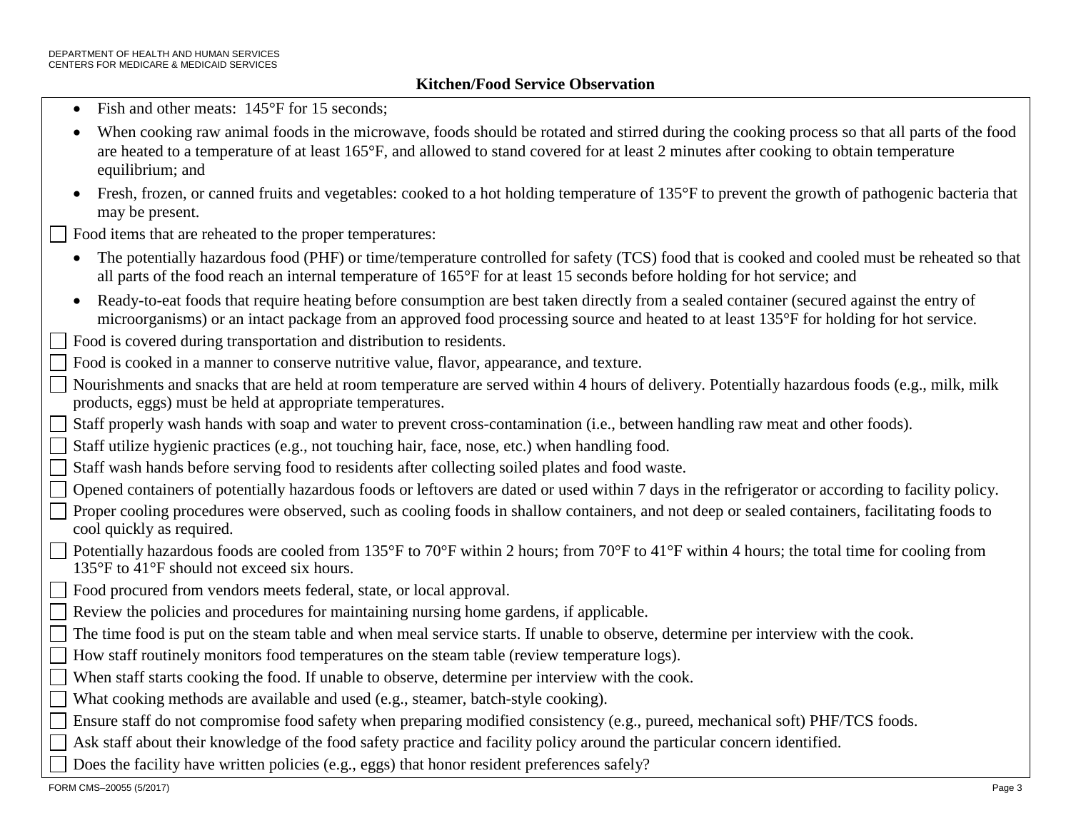## Kitchen/Food Service Observation

- Fish and other meats: 145°F for 15 seconds;
- When cooking raw animal foods in the microwave, foods should be rotated and stirred during the cooking process so that all parts of the food are heated to a temperature of at least 165°F, and allowed to stand covered for at least 2 minutes after cooking to obtain temperature equilibrium; and
- Fresh, frozen, or canned fruits and vegetables: cooked to a hot holding temperature of 135°F to prevent the growth of pathogenic bacteria that may be present.

☐ Food items that are reheated to the proper temperatures:

- The potentially hazardous food (PHF) or time/temperature controlled for safety (TCS) food that is cooked and cooled must be reheated so that all parts of the food reach an internal temperature of 165°F for at least 15 seconds before holding for hot service; and
- Ready-to-eat foods that require heating before consumption are best taken directly from a sealed container (secured against the entry of microorganisms) or an intact package from an approved food processing source and heated to at least 135°F for holding for hot service.

☐ Food is covered during transportation and distribution to residents.

☐ Food is cooked in a manner to conserve nutritive value, flavor, appearance, and texture.

☐ Nourishments and snacks that are held at room temperature are served within 4 hours of delivery. Potentially hazardous foods (e.g., milk, milk products, eggs) must be held at appropriate temperatures.

☐ Staff properly wash hands with soap and water to prevent cross-contamination (i.e., between handling raw meat and other foods).

☐ Staff utilize hygienic practices (e.g., not touching hair, face, nose, etc.) when handling food.

☐ Staff wash hands before serving food to residents after collecting soiled plates and food waste.

☐ Opened containers of potentially hazardous foods or leftovers are dated or used within 7 days in the refrigerator or according to facility policy.

☐ Proper cooling procedures were observed, such as cooling foods in shallow containers, and not deep or sealed containers, facilitating foods to cool quickly as required.

☐ Potentially hazardous foods are cooled from 135°F to 70°F within 2 hours; from 70°F to 41°F within 4 hours; the total time for cooling from 135°F to 41°F should not exceed six hours.

☐ Food procured from vendors meets federal, state, or local approval.

☐ Review the policies and procedures for maintaining nursing home gardens, if applicable.

☐ The time food is put on the steam table and when meal service starts. If unable to observe, determine per interview with the cook.

☐ How staff routinely monitors food temperatures on the steam table (review temperature logs).

☐ When staff starts cooking the food. If unable to observe, determine per interview with the cook.

☐ What cooking methods are available and used (e.g., steamer, batch-style cooking).

☐ Ensure staff do not compromise food safety when preparing modified consistency (e.g., pureed, mechanical soft) PHF/TCS foods.

☐ Ask staff about their knowledge of the food safety practice and facility policy around the particular concern identified.

☐ Does the facility have written policies (e.g., eggs) that honor resident preferences safely?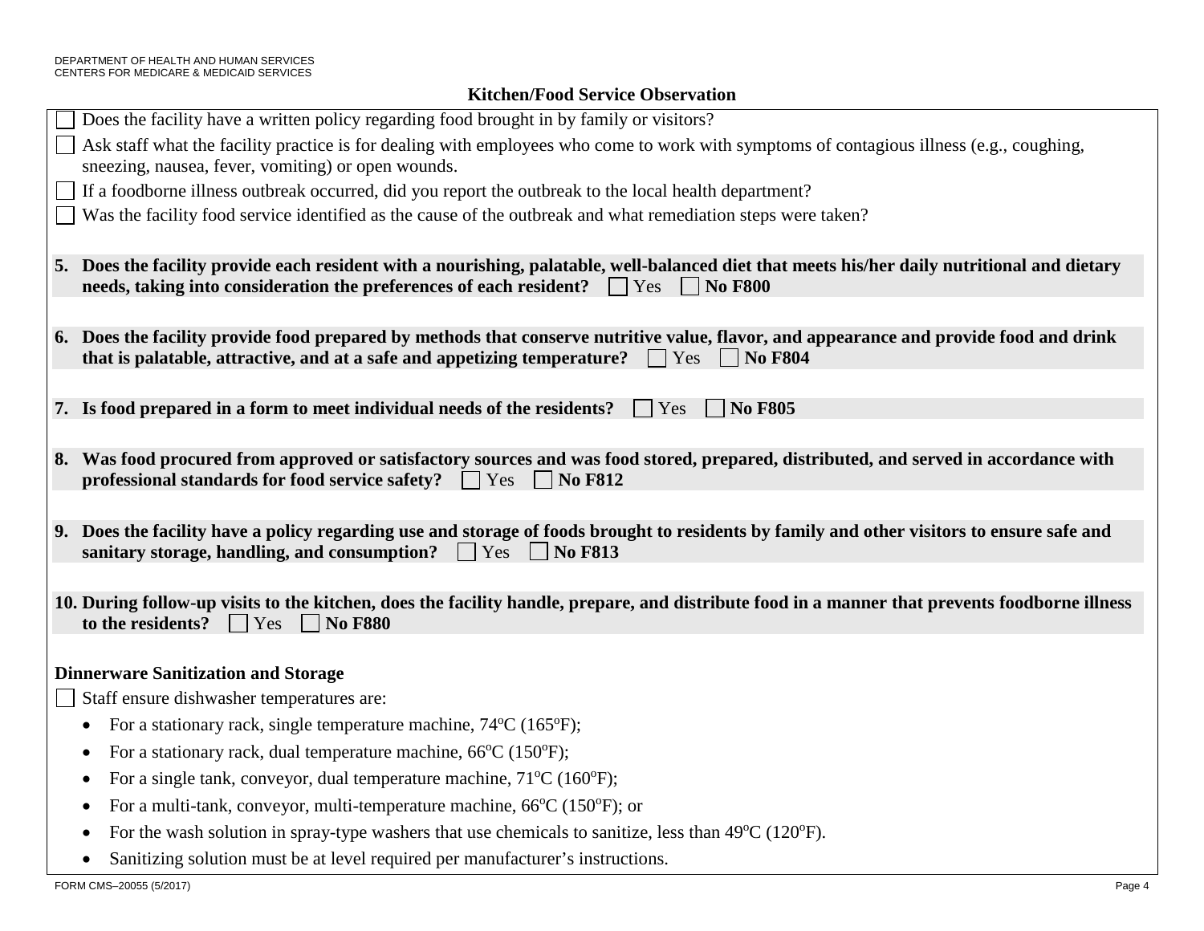**Kitchen/Food Service Observation**

- ☐ Does the facility have a written policy regarding food brought in by family or visitors?
- ☐ Ask staff what the facility practice is for dealing with employees who come to work with symptoms of contagious illness (e.g., coughing, sneezing, nausea, fever, vomiting) or open wounds.
- ☐ If a foodborne illness outbreak occurred, did you report the outbreak to the local health department?
- ☐ Was the facility food service identified as the cause of the outbreak and what remediation steps were taken?

**5. Does the facility provide each resident with a nourishing, palatable, well-balanced diet that meets his/her daily nutritional and dietary needs, taking into consideration the preferences of each resident?** ☐ Yes ☐ **No F800**

**6. Does the facility provide food prepared by methods that conserve nutritive value, flavor, and appearance and provide food and drink that is palatable, attractive, and at a safe and appetizing temperature?** ☐ Yes ☐ **No F804**

**7. Is food prepared in a form to meet individual needs of the residents?** ☐ Yes ☐ **No F805**

**8. Was food procured from approved or satisfactory sources and was food stored, prepared, distributed, and served in accordance with professional standards for food service safety?** ☐ Yes ☐ **No F812**

**9. Does the facility have a policy regarding use and storage of foods brought to residents by family and other visitors to ensure safe and sanitary storage, handling, and consumption?** ☐ Yes ☐ **No F813**

**10. During follow-up visits to the kitchen, does the facility handle, prepare, and distribute food in a manner that prevents foodborne illness to the residents?** ☐ Yes ☐ **No F880**

**Dinnerware Sanitization and Storage**

☐ Staff ensure dishwasher temperatures are:

- For a stationary rack, single temperature machine, 74ºC (165ºF);
- For a stationary rack, dual temperature machine, 66ºC (150ºF);
- For a single tank, conveyor, dual temperature machine, 71ºC (160ºF);
- For a multi-tank, conveyor, multi-temperature machine, 66ºC (150ºF); or
- For the wash solution in spray-type washers that use chemicals to sanitize, less than 49ºC (120ºF).
- Sanitizing solution must be at level required per manufacturer's instructions.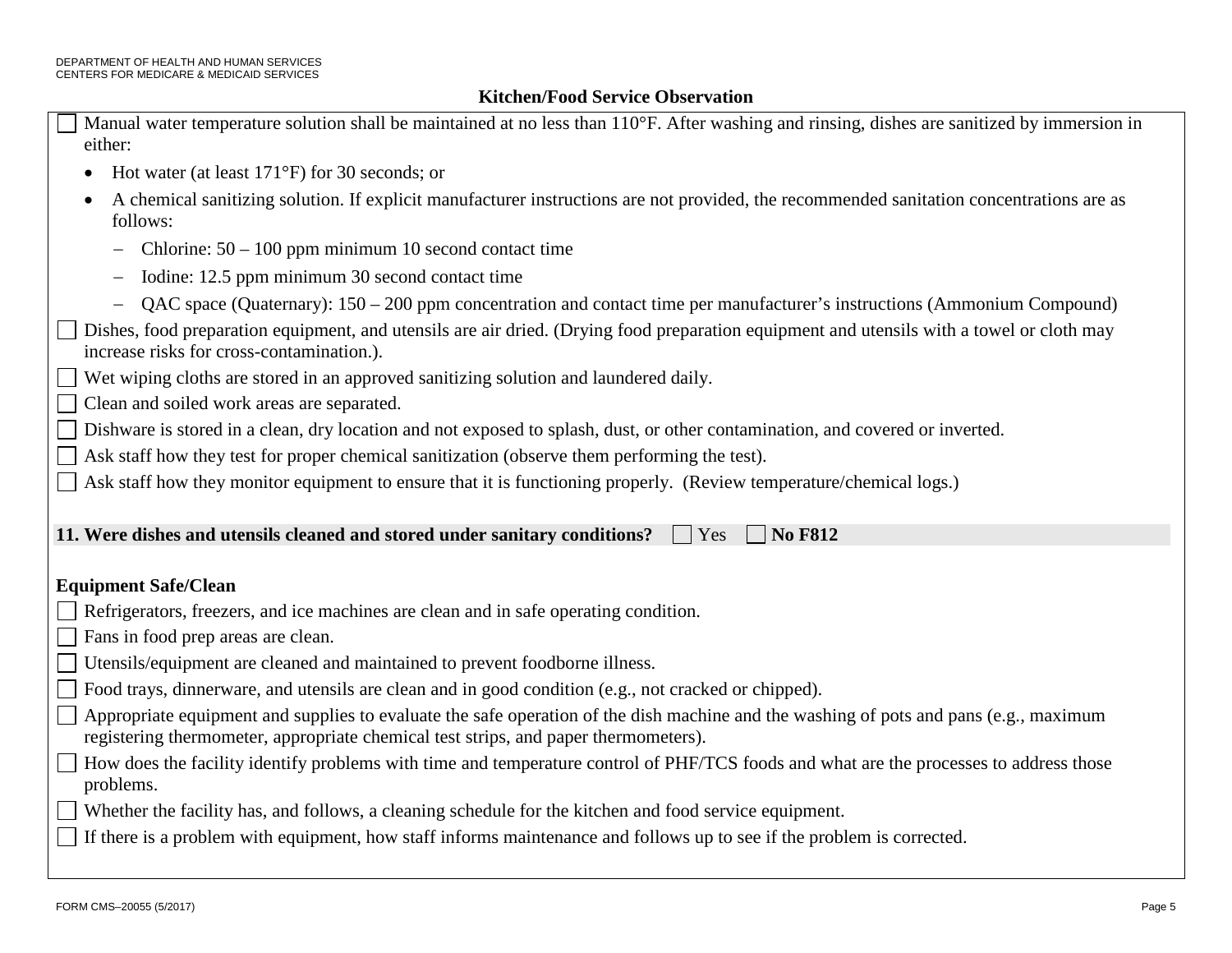## Kitchen/Food Service Observation

- [ ] Manual water temperature solution shall be maintained at no less than 110°F. After washing and rinsing, dishes are sanitized by immersion in either:
  - Hot water (at least 171°F) for 30 seconds; or
  - A chemical sanitizing solution. If explicit manufacturer instructions are not provided, the recommended sanitation concentrations are as follows:
    - Chlorine: 50 – 100 ppm minimum 10 second contact time
    - Iodine: 12.5 ppm minimum 30 second contact time
    - QAC space (Quaternary): 150 – 200 ppm concentration and contact time per manufacturer's instructions (Ammonium Compound)
- [ ] Dishes, food preparation equipment, and utensils are air dried. (Drying food preparation equipment and utensils with a towel or cloth may increase risks for cross-contamination.).
- [ ] Wet wiping cloths are stored in an approved sanitizing solution and laundered daily.
- [ ] Clean and soiled work areas are separated.
- [ ] Dishware is stored in a clean, dry location and not exposed to splash, dust, or other contamination, and covered or inverted.
- [ ] Ask staff how they test for proper chemical sanitization (observe them performing the test).
- [ ] Ask staff how they monitor equipment to ensure that it is functioning properly. (Review temperature/chemical logs.)

**11. Were dishes and utensils cleaned and stored under sanitary conditions?** ☐ Yes ☐ **No F812**

### Equipment Safe/Clean

- [ ] Refrigerators, freezers, and ice machines are clean and in safe operating condition.
- [ ] Fans in food prep areas are clean.
- [ ] Utensils/equipment are cleaned and maintained to prevent foodborne illness.
- [ ] Food trays, dinnerware, and utensils are clean and in good condition (e.g., not cracked or chipped).
- [ ] Appropriate equipment and supplies to evaluate the safe operation of the dish machine and the washing of pots and pans (e.g., maximum registering thermometer, appropriate chemical test strips, and paper thermometers).
- [ ] How does the facility identify problems with time and temperature control of PHF/TCS foods and what are the processes to address those problems.
- [ ] Whether the facility has, and follows, a cleaning schedule for the kitchen and food service equipment.
- [ ] If there is a problem with equipment, how staff informs maintenance and follows up to see if the problem is corrected.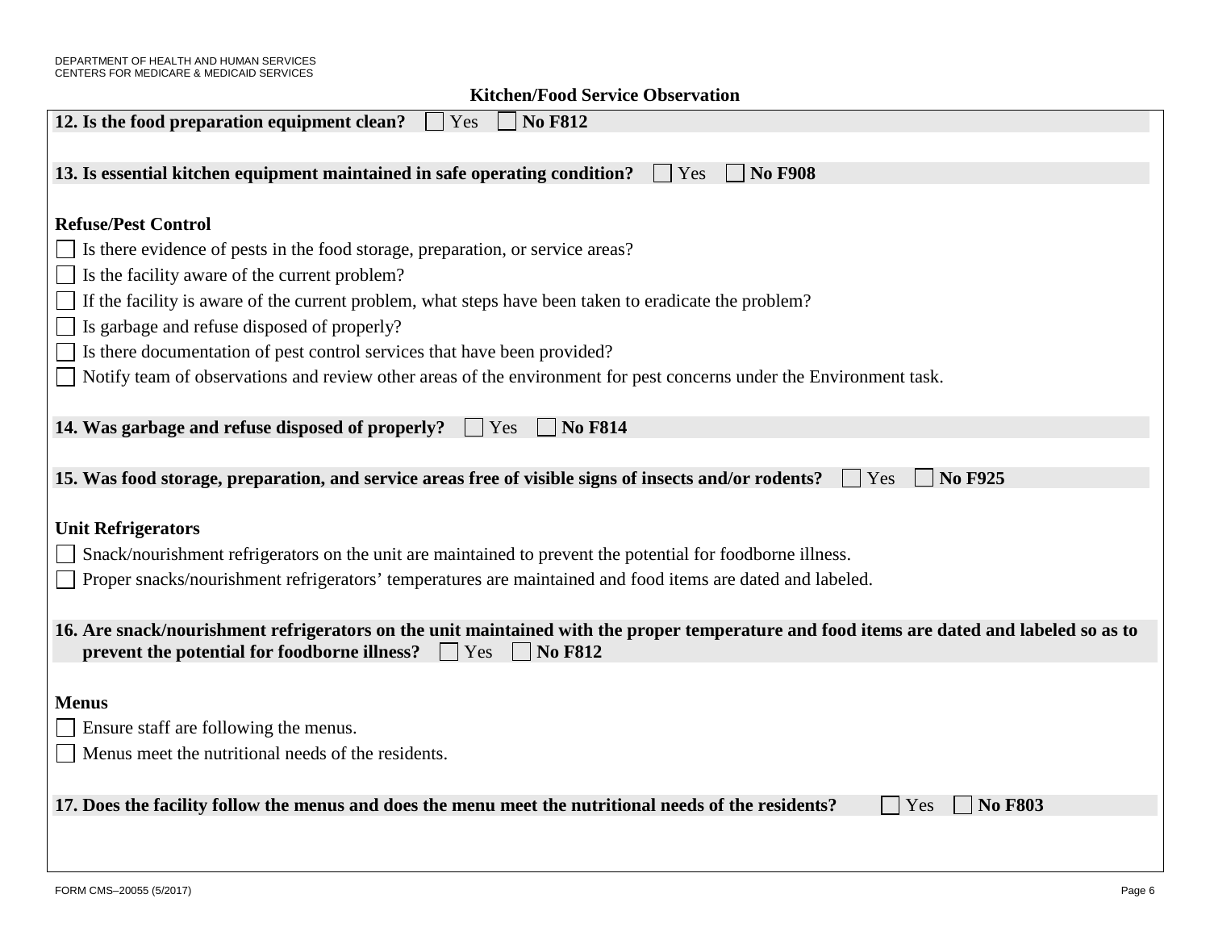## Kitchen/Food Service Observation

**12. Is the food preparation equipment clean?** ☐ Yes ☐ **No F812**

**13. Is essential kitchen equipment maintained in safe operating condition?** ☐ Yes ☐ **No F908**

**Refuse/Pest Control**

- ☐ Is there evidence of pests in the food storage, preparation, or service areas?
- ☐ Is the facility aware of the current problem?
- ☐ If the facility is aware of the current problem, what steps have been taken to eradicate the problem?
- ☐ Is garbage and refuse disposed of properly?
- ☐ Is there documentation of pest control services that have been provided?
- ☐ Notify team of observations and review other areas of the environment for pest concerns under the Environment task.

**14. Was garbage and refuse disposed of properly?** ☐ Yes ☐ **No F814**

**15. Was food storage, preparation, and service areas free of visible signs of insects and/or rodents?** ☐ Yes ☐ **No F925**

**Unit Refrigerators**

- ☐ Snack/nourishment refrigerators on the unit are maintained to prevent the potential for foodborne illness.
- ☐ Proper snacks/nourishment refrigerators' temperatures are maintained and food items are dated and labeled.

**16. Are snack/nourishment refrigerators on the unit maintained with the proper temperature and food items are dated and labeled so as to prevent the potential for foodborne illness?** ☐ Yes ☐ **No F812**

**Menus**

- ☐ Ensure staff are following the menus.
- ☐ Menus meet the nutritional needs of the residents.

**17. Does the facility follow the menus and does the menu meet the nutritional needs of the residents?** ☐ Yes ☐ **No F803**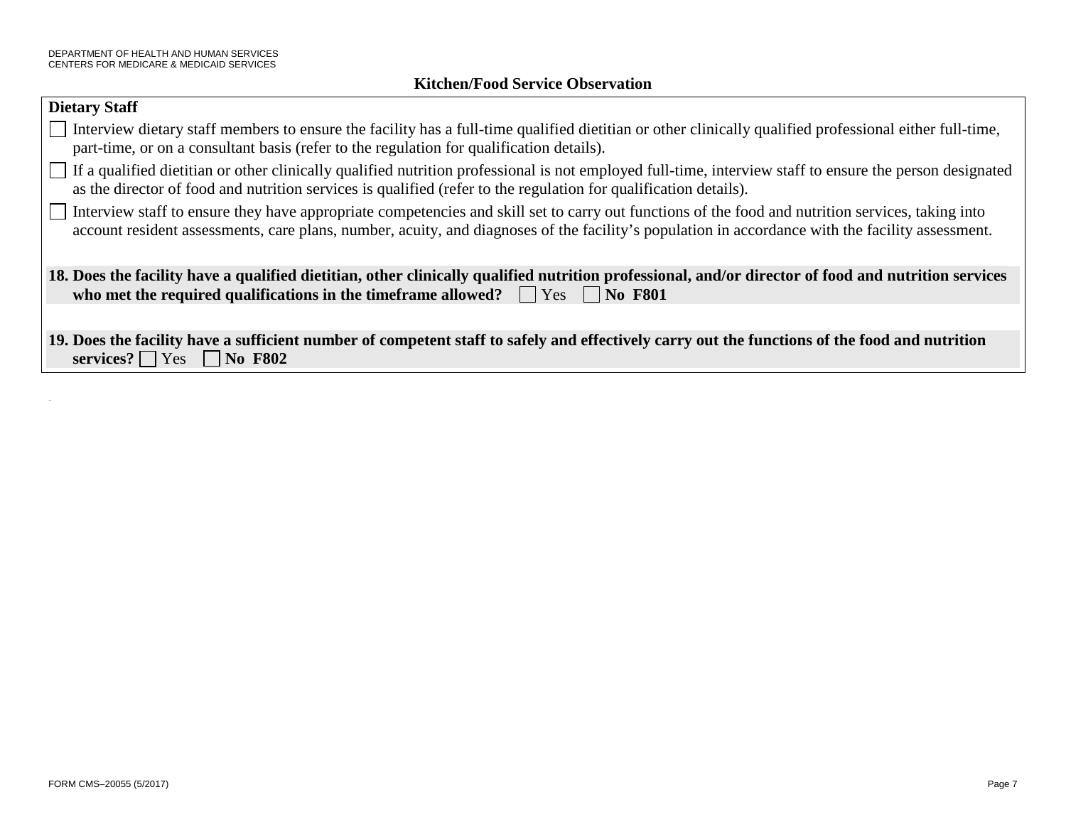## Kitchen/Food Service Observation

**Dietary Staff**

- ☐ Interview dietary staff members to ensure the facility has a full-time qualified dietitian or other clinically qualified professional either full-time, part-time, or on a consultant basis (refer to the regulation for qualification details).
- ☐ If a qualified dietitian or other clinically qualified nutrition professional is not employed full-time, interview staff to ensure the person designated as the director of food and nutrition services is qualified (refer to the regulation for qualification details).
- ☐ Interview staff to ensure they have appropriate competencies and skill set to carry out functions of the food and nutrition services, taking into account resident assessments, care plans, number, acuity, and diagnoses of the facility's population in accordance with the facility assessment.

**18. Does the facility have a qualified dietitian, other clinically qualified nutrition professional, and/or director of food and nutrition services who met the required qualifications in the timeframe allowed?** ☐ Yes ☐ **No F801**

**19. Does the facility have a sufficient number of competent staff to safely and effectively carry out the functions of the food and nutrition services?** ☐ Yes ☐ **No F802**